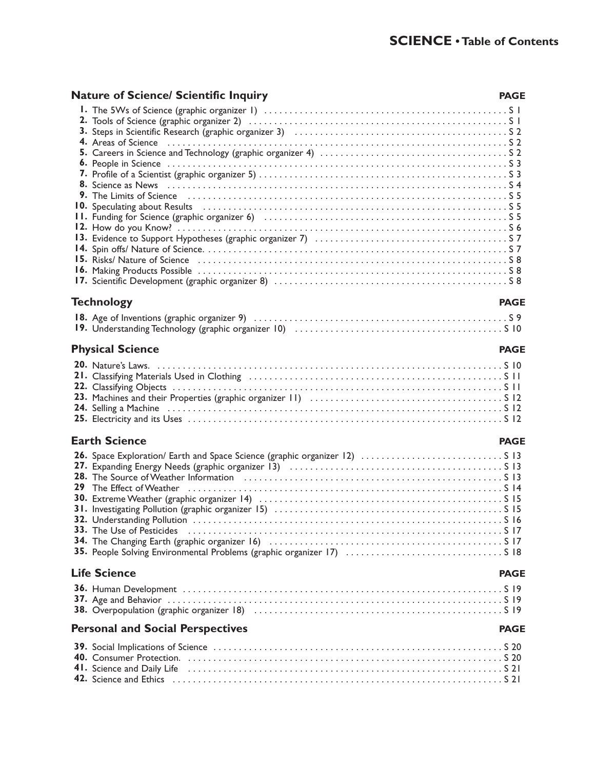# SCIENCE • Table of Contents

## Nature of Science/ Scientific Inquiry

| | PAGE |
|---|---|
| **1.** The 5Ws of Science (graphic organizer 1) | S 1 |
| **2.** Tools of Science (graphic organizer 2) | S 1 |
| **3.** Steps in Scientific Research (graphic organizer 3) | S 2 |
| **4.** Areas of Science | S 2 |
| **5.** Careers in Science and Technology (graphic organizer 4) | S 2 |
| **6.** People in Science | S 3 |
| **7.** Profile of a Scientist (graphic organizer 5) | S 3 |
| **8.** Science as News | S 4 |
| **9.** The Limits of Science | S 5 |
| **10.** Speculating about Results | S 5 |
| **11.** Funding for Science (graphic organizer 6) | S 5 |
| **12.** How do you Know? | S 6 |
| **13.** Evidence to Support Hypotheses (graphic organizer 7) | S 7 |
| **14.** Spin offs/ Nature of Science. | S 7 |
| **15.** Risks/ Nature of Science | S 8 |
| **16.** Making Products Possible | S 8 |
| **17.** Scientific Development (graphic organizer 8) | S 8 |

## Technology

| | PAGE |
|---|---|
| **18.** Age of Inventions (graphic organizer 9) | S 9 |
| **19.** Understanding Technology (graphic organizer 10) | S 10 |

## Physical Science

| | PAGE |
|---|---|
| **20.** Nature's Laws. | S 10 |
| **21.** Classifying Materials Used in Clothing | S 11 |
| **22.** Classifying Objects | S 11 |
| **23.** Machines and their Properties (graphic organizer 11) | S 12 |
| **24.** Selling a Machine | S 12 |
| **25.** Electricity and its Uses | S 12 |

## Earth Science

| | PAGE |
|---|---|
| **26.** Space Exploration/ Earth and Space Science (graphic organizer 12) | S 13 |
| **27.** Expanding Energy Needs (graphic organizer 13) | S 13 |
| **28.** The Source of Weather Information | S 13 |
| **29** The Effect of Weather | S 14 |
| **30.** Extreme Weather (graphic organizer 14) | S 15 |
| **31.** Investigating Pollution (graphic organizer 15) | S 15 |
| **32.** Understanding Pollution | S 16 |
| **33.** The Use of Pesticides | S 17 |
| **34.** The Changing Earth (graphic organizer 16) | S 17 |
| **35.** People Solving Environmental Problems (graphic organizer 17) | S 18 |

## Life Science

| | PAGE |
|---|---|
| **36.** Human Development | S 19 |
| **37.** Age and Behavior | S 19 |
| **38.** Overpopulation (graphic organizer 18) | S 19 |

## Personal and Social Perspectives

| | PAGE |
|---|---|
| **39.** Social Implications of Science | S 20 |
| **40.** Consumer Protection. | S 20 |
| **41.** Science and Daily Life | S 21 |
| **42.** Science and Ethics | S 21 |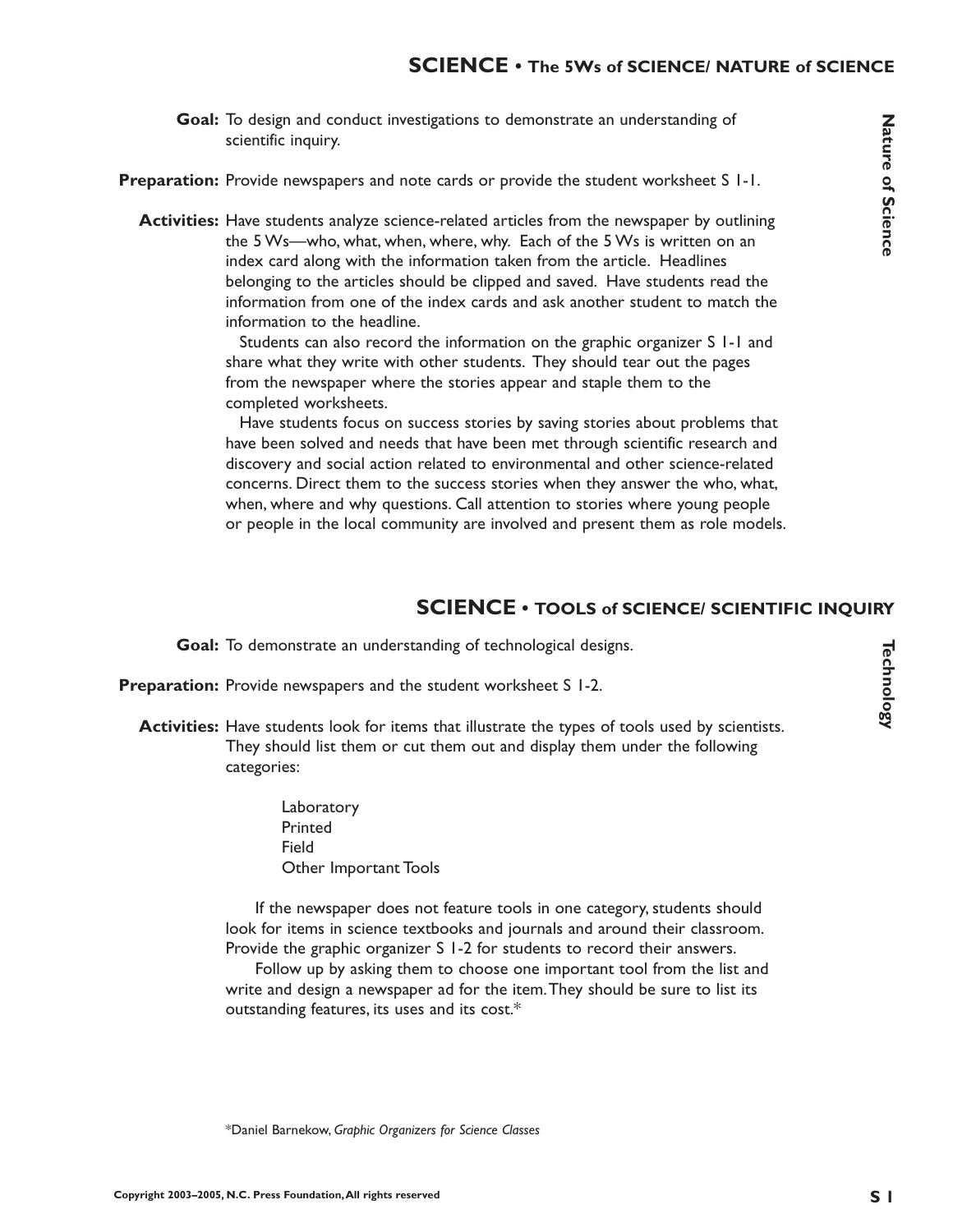## SCIENCE • The 5Ws of SCIENCE/ NATURE of SCIENCE

**Nature of Science**

**Goal:** To design and conduct investigations to demonstrate an understanding of scientific inquiry.

**Preparation:** Provide newspapers and note cards or provide the student worksheet S 1-1.

**Activities:** Have students analyze science-related articles from the newspaper by outlining the 5 Ws—who, what, when, where, why. Each of the 5 Ws is written on an index card along with the information taken from the article. Headlines belonging to the articles should be clipped and saved. Have students read the information from one of the index cards and ask another student to match the information to the headline.

Students can also record the information on the graphic organizer S 1-1 and share what they write with other students. They should tear out the pages from the newspaper where the stories appear and staple them to the completed worksheets.

Have students focus on success stories by saving stories about problems that have been solved and needs that have been met through scientific research and discovery and social action related to environmental and other science-related concerns. Direct them to the success stories when they answer the who, what, when, where and why questions. Call attention to stories where young people or people in the local community are involved and present them as role models.

## SCIENCE • TOOLS of SCIENCE/ SCIENTIFIC INQUIRY

**Technology**

**Goal:** To demonstrate an understanding of technological designs.

**Preparation:** Provide newspapers and the student worksheet S 1-2.

**Activities:** Have students look for items that illustrate the types of tools used by scientists. They should list them or cut them out and display them under the following categories:

- Laboratory
- Printed
- Field
- Other Important Tools

If the newspaper does not feature tools in one category, students should look for items in science textbooks and journals and around their classroom. Provide the graphic organizer S 1-2 for students to record their answers.

Follow up by asking them to choose one important tool from the list and write and design a newspaper ad for the item. They should be sure to list its outstanding features, its uses and its cost.*

*Daniel Barnekow, *Graphic Organizers for Science Classes*

Copyright 2003–2005, N.C. Press Foundation, All rights reserved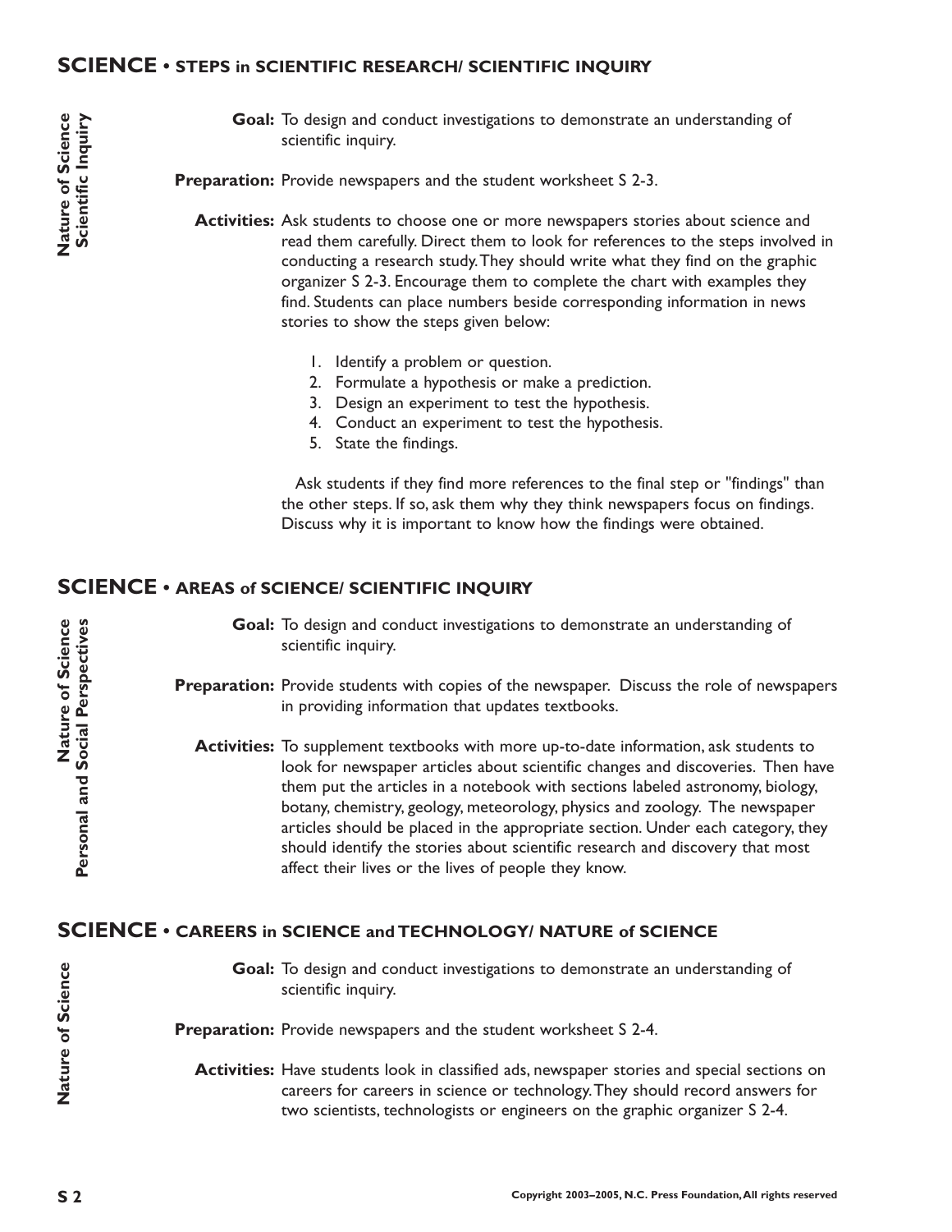## SCIENCE • STEPS in SCIENTIFIC RESEARCH/ SCIENTIFIC INQUIRY

**Nature of Science**
**Scientific Inquiry**

**Goal:** To design and conduct investigations to demonstrate an understanding of scientific inquiry.

**Preparation:** Provide newspapers and the student worksheet S 2-3.

**Activities:** Ask students to choose one or more newspapers stories about science and read them carefully. Direct them to look for references to the steps involved in conducting a research study. They should write what they find on the graphic organizer S 2-3. Encourage them to complete the chart with examples they find. Students can place numbers beside corresponding information in news stories to show the steps given below:

1. Identify a problem or question.
2. Formulate a hypothesis or make a prediction.
3. Design an experiment to test the hypothesis.
4. Conduct an experiment to test the hypothesis.
5. State the findings.

Ask students if they find more references to the final step or "findings" than the other steps. If so, ask them why they think newspapers focus on findings. Discuss why it is important to know how the findings were obtained.

## SCIENCE • AREAS of SCIENCE/ SCIENTIFIC INQUIRY

**Nature of Science**
**Personal and Social Perspectives**

**Goal:** To design and conduct investigations to demonstrate an understanding of scientific inquiry.

**Preparation:** Provide students with copies of the newspaper. Discuss the role of newspapers in providing information that updates textbooks.

**Activities:** To supplement textbooks with more up-to-date information, ask students to look for newspaper articles about scientific changes and discoveries. Then have them put the articles in a notebook with sections labeled astronomy, biology, botany, chemistry, geology, meteorology, physics and zoology. The newspaper articles should be placed in the appropriate section. Under each category, they should identify the stories about scientific research and discovery that most affect their lives or the lives of people they know.

## SCIENCE • CAREERS in SCIENCE and TECHNOLOGY/ NATURE of SCIENCE

**Nature of Science**

**Goal:** To design and conduct investigations to demonstrate an understanding of scientific inquiry.

**Preparation:** Provide newspapers and the student worksheet S 2-4.

**Activities:** Have students look in classified ads, newspaper stories and special sections on careers for careers in science or technology. They should record answers for two scientists, technologists or engineers on the graphic organizer S 2-4.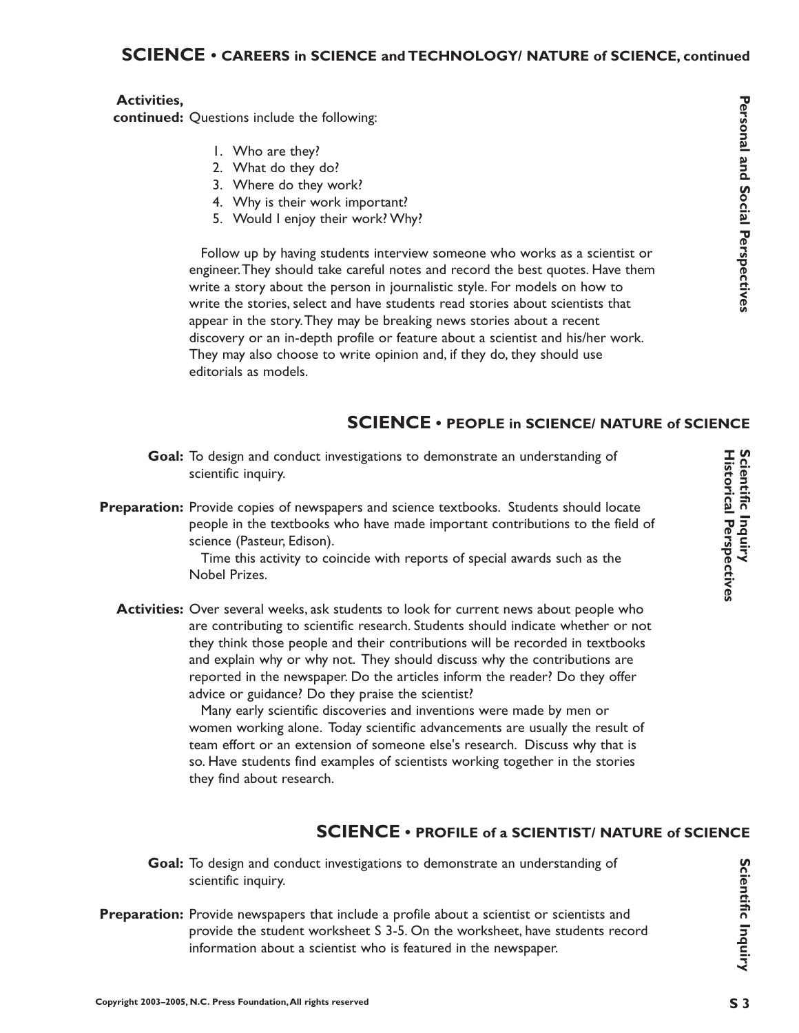## SCIENCE • CAREERS in SCIENCE and TECHNOLOGY/ NATURE of SCIENCE, continued

*Personal and Social Perspectives*

**Activities, continued:** Questions include the following:

1. Who are they?
2. What do they do?
3. Where do they work?
4. Why is their work important?
5. Would I enjoy their work? Why?

Follow up by having students interview someone who works as a scientist or engineer. They should take careful notes and record the best quotes. Have them write a story about the person in journalistic style. For models on how to write the stories, select and have students read stories about scientists that appear in the story. They may be breaking news stories about a recent discovery or an in-depth profile or feature about a scientist and his/her work. They may also choose to write opinion and, if they do, they should use editorials as models.

## SCIENCE • PEOPLE in SCIENCE/ NATURE of SCIENCE

*Scientific Inquiry*
*Historical Perspectives*

**Goal:** To design and conduct investigations to demonstrate an understanding of scientific inquiry.

**Preparation:** Provide copies of newspapers and science textbooks. Students should locate people in the textbooks who have made important contributions to the field of science (Pasteur, Edison).

Time this activity to coincide with reports of special awards such as the Nobel Prizes.

**Activities:** Over several weeks, ask students to look for current news about people who are contributing to scientific research. Students should indicate whether or not they think those people and their contributions will be recorded in textbooks and explain why or why not. They should discuss why the contributions are reported in the newspaper. Do the articles inform the reader? Do they offer advice or guidance? Do they praise the scientist?

Many early scientific discoveries and inventions were made by men or women working alone. Today scientific advancements are usually the result of team effort or an extension of someone else's research. Discuss why that is so. Have students find examples of scientists working together in the stories they find about research.

## SCIENCE • PROFILE of a SCIENTIST/ NATURE of SCIENCE

*Scientific Inquiry*

**Goal:** To design and conduct investigations to demonstrate an understanding of scientific inquiry.

**Preparation:** Provide newspapers that include a profile about a scientist or scientists and provide the student worksheet S 3-5. On the worksheet, have students record information about a scientist who is featured in the newspaper.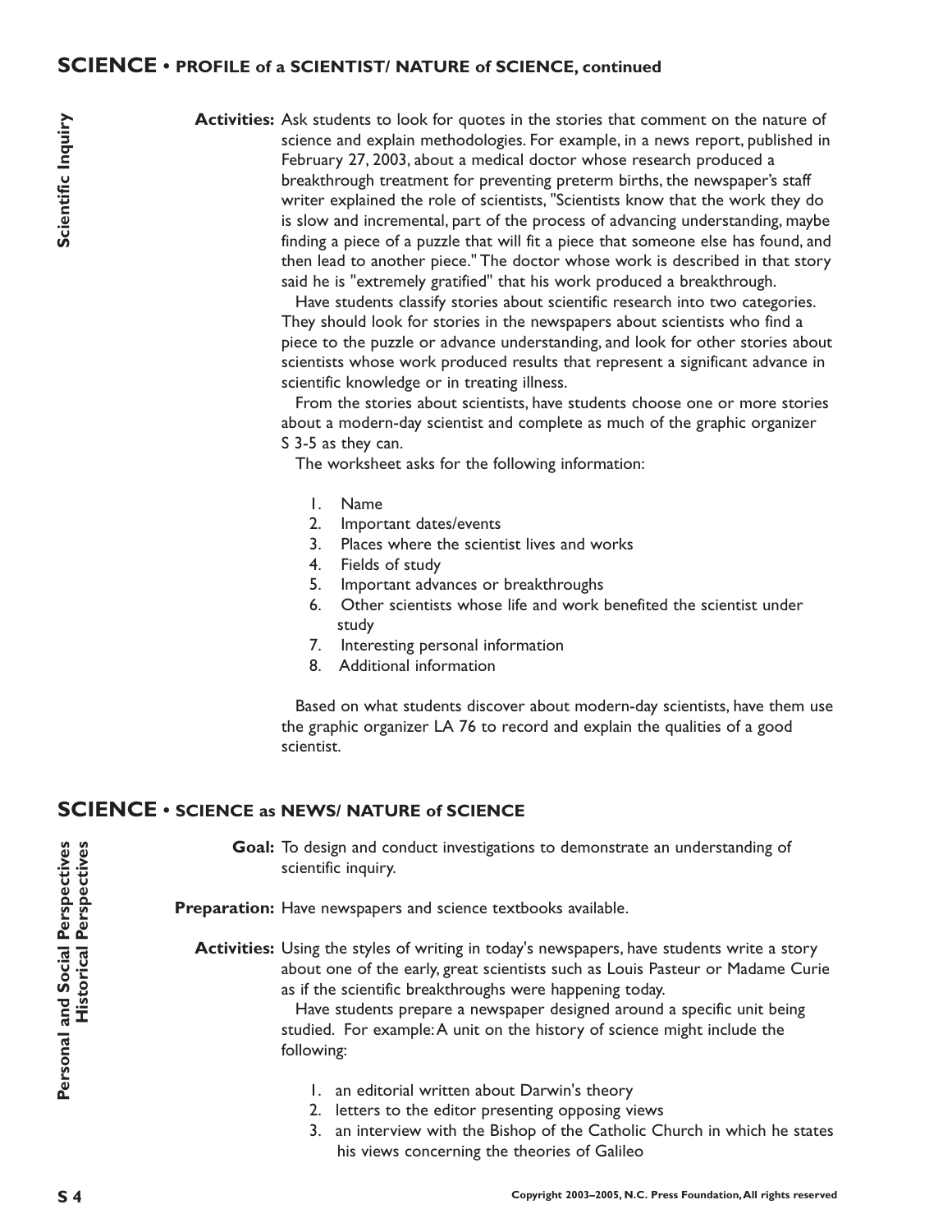## SCIENCE • PROFILE of a SCIENTIST/ NATURE of SCIENCE, continued

Scientific Inquiry

**Activities:** Ask students to look for quotes in the stories that comment on the nature of science and explain methodologies. For example, in a news report, published in February 27, 2003, about a medical doctor whose research produced a breakthrough treatment for preventing preterm births, the newspaper's staff writer explained the role of scientists, "Scientists know that the work they do is slow and incremental, part of the process of advancing understanding, maybe finding a piece of a puzzle that will fit a piece that someone else has found, and then lead to another piece." The doctor whose work is described in that story said he is "extremely gratified" that his work produced a breakthrough.

Have students classify stories about scientific research into two categories. They should look for stories in the newspapers about scientists who find a piece to the puzzle or advance understanding, and look for other stories about scientists whose work produced results that represent a significant advance in scientific knowledge or in treating illness.

From the stories about scientists, have students choose one or more stories about a modern-day scientist and complete as much of the graphic organizer S 3-5 as they can.

The worksheet asks for the following information:

1. Name
2. Important dates/events
3. Places where the scientist lives and works
4. Fields of study
5. Important advances or breakthroughs
6. Other scientists whose life and work benefited the scientist under study
7. Interesting personal information
8. Additional information

Based on what students discover about modern-day scientists, have them use the graphic organizer LA 76 to record and explain the qualities of a good scientist.

## SCIENCE • SCIENCE as NEWS/ NATURE of SCIENCE

Personal and Social Perspectives
Historical Perspectives

**Goal:** To design and conduct investigations to demonstrate an understanding of scientific inquiry.

**Preparation:** Have newspapers and science textbooks available.

**Activities:** Using the styles of writing in today's newspapers, have students write a story about one of the early, great scientists such as Louis Pasteur or Madame Curie as if the scientific breakthroughs were happening today.

Have students prepare a newspaper designed around a specific unit being studied. For example: A unit on the history of science might include the following:

1. an editorial written about Darwin's theory
2. letters to the editor presenting opposing views
3. an interview with the Bishop of the Catholic Church in which he states his views concerning the theories of Galileo

Copyright 2003–2005, N.C. Press Foundation, All rights reserved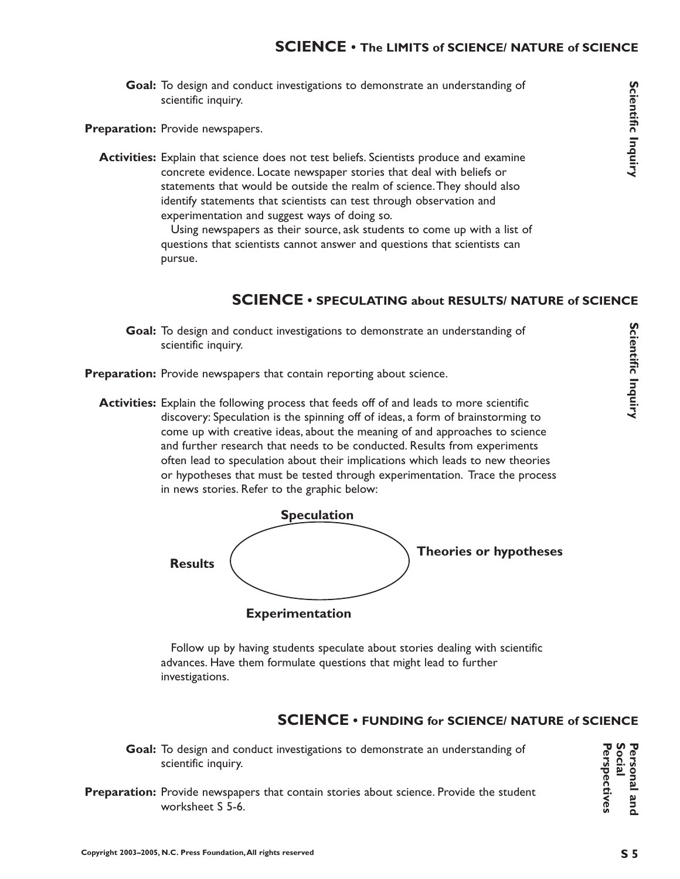## SCIENCE • The LIMITS of SCIENCE/ NATURE of SCIENCE

*Scientific Inquiry*

**Goal:** To design and conduct investigations to demonstrate an understanding of scientific inquiry.

**Preparation:** Provide newspapers.

**Activities:** Explain that science does not test beliefs. Scientists produce and examine concrete evidence. Locate newspaper stories that deal with beliefs or statements that would be outside the realm of science. They should also identify statements that scientists can test through observation and experimentation and suggest ways of doing so.

Using newspapers as their source, ask students to come up with a list of questions that scientists cannot answer and questions that scientists can pursue.

## SCIENCE • SPECULATING about RESULTS/ NATURE of SCIENCE

*Scientific Inquiry*

**Goal:** To design and conduct investigations to demonstrate an understanding of scientific inquiry.

**Preparation:** Provide newspapers that contain reporting about science.

**Activities:** Explain the following process that feeds off of and leads to more scientific discovery: Speculation is the spinning off of ideas, a form of brainstorming to come up with creative ideas, about the meaning of and approaches to science and further research that needs to be conducted. Results from experiments often lead to speculation about their implications which leads to new theories or hypotheses that must be tested through experimentation. Trace the process in news stories. Refer to the graphic below:

**Speculation**

**Results** — **Theories or hypotheses**

**Experimentation**

Follow up by having students speculate about stories dealing with scientific advances. Have them formulate questions that might lead to further investigations.

## SCIENCE • FUNDING for SCIENCE/ NATURE of SCIENCE

*Personal and Social Perspectives*

**Goal:** To design and conduct investigations to demonstrate an understanding of scientific inquiry.

**Preparation:** Provide newspapers that contain stories about science. Provide the student worksheet S 5-6.

Copyright 2003–2005, N.C. Press Foundation, All rights reserved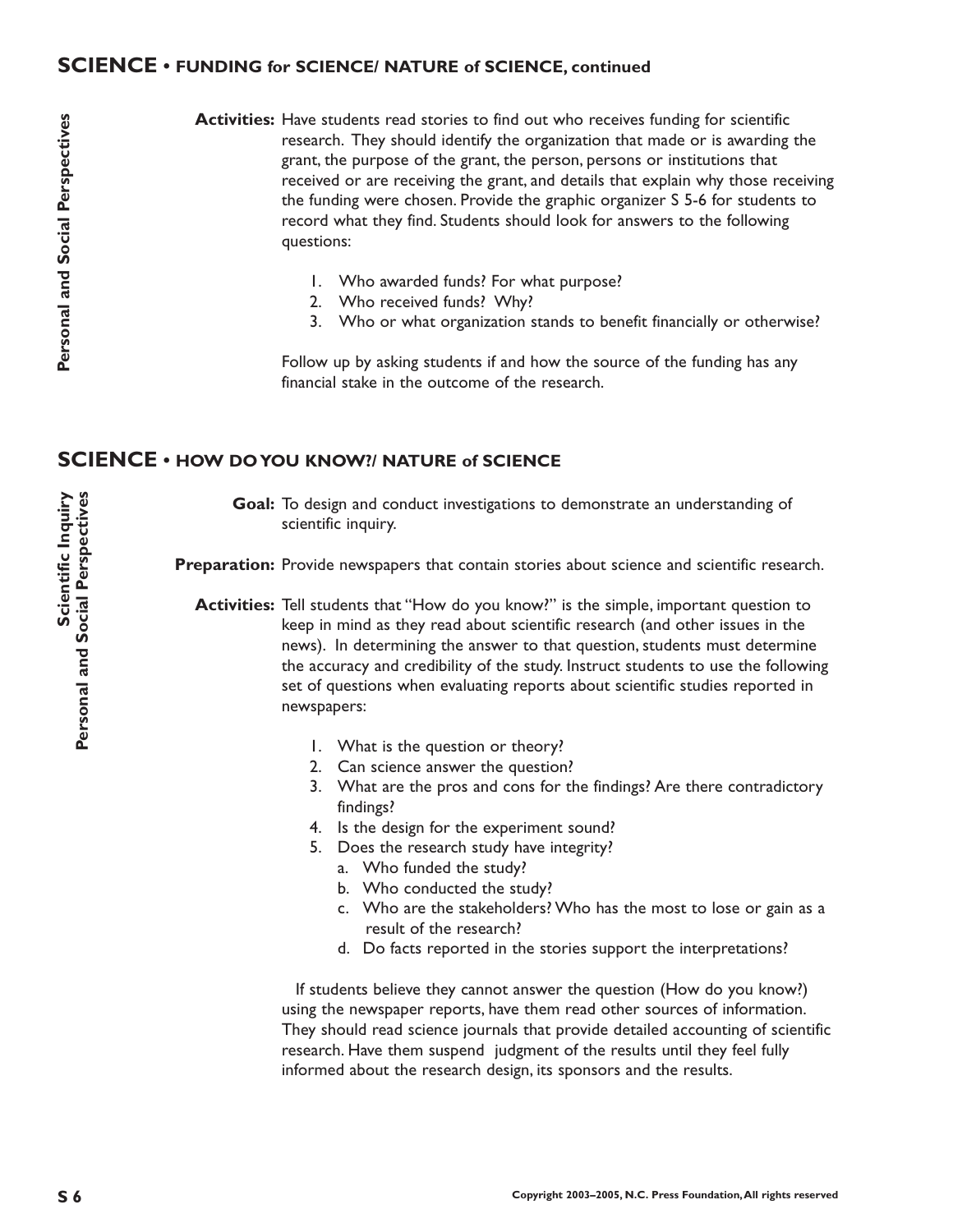## SCIENCE • FUNDING for SCIENCE/ NATURE of SCIENCE, continued

Personal and Social Perspectives

**Activities:** Have students read stories to find out who receives funding for scientific research. They should identify the organization that made or is awarding the grant, the purpose of the grant, the person, persons or institutions that received or are receiving the grant, and details that explain why those receiving the funding were chosen. Provide the graphic organizer S 5-6 for students to record what they find. Students should look for answers to the following questions:

1. Who awarded funds? For what purpose?
2. Who received funds? Why?
3. Who or what organization stands to benefit financially or otherwise?

Follow up by asking students if and how the source of the funding has any financial stake in the outcome of the research.

## SCIENCE • HOW DO YOU KNOW?/ NATURE of SCIENCE

Scientific Inquiry
Personal and Social Perspectives

**Goal:** To design and conduct investigations to demonstrate an understanding of scientific inquiry.

**Preparation:** Provide newspapers that contain stories about science and scientific research.

**Activities:** Tell students that "How do you know?" is the simple, important question to keep in mind as they read about scientific research (and other issues in the news). In determining the answer to that question, students must determine the accuracy and credibility of the study. Instruct students to use the following set of questions when evaluating reports about scientific studies reported in newspapers:

1. What is the question or theory?
2. Can science answer the question?
3. What are the pros and cons for the findings? Are there contradictory findings?
4. Is the design for the experiment sound?
5. Does the research study have integrity?
   a. Who funded the study?
   b. Who conducted the study?
   c. Who are the stakeholders? Who has the most to lose or gain as a result of the research?
   d. Do facts reported in the stories support the interpretations?

If students believe they cannot answer the question (How do you know?) using the newspaper reports, have them read other sources of information. They should read science journals that provide detailed accounting of scientific research. Have them suspend judgment of the results until they feel fully informed about the research design, its sponsors and the results.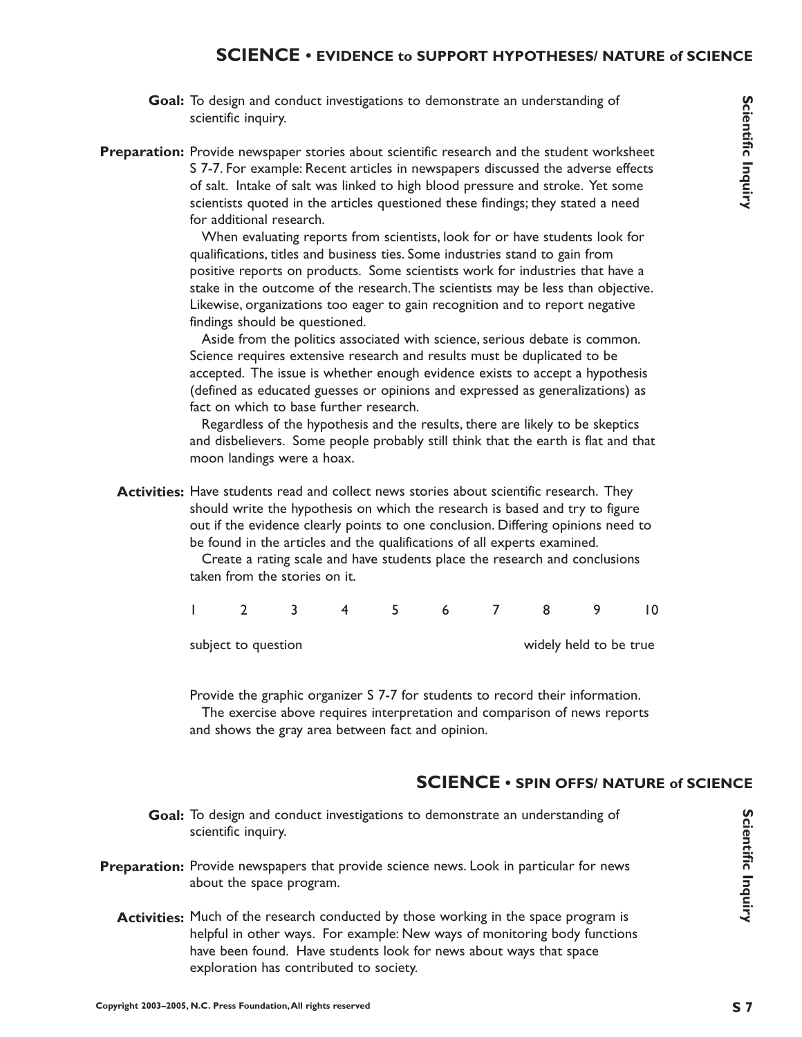## SCIENCE • EVIDENCE to SUPPORT HYPOTHESES/ NATURE of SCIENCE

**Goal:** To design and conduct investigations to demonstrate an understanding of scientific inquiry.

**Preparation:** Provide newspaper stories about scientific research and the student worksheet S 7-7. For example: Recent articles in newspapers discussed the adverse effects of salt. Intake of salt was linked to high blood pressure and stroke. Yet some scientists quoted in the articles questioned these findings; they stated a need for additional research.

When evaluating reports from scientists, look for or have students look for qualifications, titles and business ties. Some industries stand to gain from positive reports on products. Some scientists work for industries that have a stake in the outcome of the research. The scientists may be less than objective. Likewise, organizations too eager to gain recognition and to report negative findings should be questioned.

Aside from the politics associated with science, serious debate is common. Science requires extensive research and results must be duplicated to be accepted. The issue is whether enough evidence exists to accept a hypothesis (defined as educated guesses or opinions and expressed as generalizations) as fact on which to base further research.

Regardless of the hypothesis and the results, there are likely to be skeptics and disbelievers. Some people probably still think that the earth is flat and that moon landings were a hoax.

**Activities:** Have students read and collect news stories about scientific research. They should write the hypothesis on which the research is based and try to figure out if the evidence clearly points to one conclusion. Differing opinions need to be found in the articles and the qualifications of all experts examined.

Create a rating scale and have students place the research and conclusions taken from the stories on it.

1 2 3 4 5 6 7 8 9 10

subject to question ... widely held to be true

Provide the graphic organizer S 7-7 for students to record their information.

The exercise above requires interpretation and comparison of news reports and shows the gray area between fact and opinion.

## SCIENCE • SPIN OFFS/ NATURE of SCIENCE

**Goal:** To design and conduct investigations to demonstrate an understanding of scientific inquiry.

**Preparation:** Provide newspapers that provide science news. Look in particular for news about the space program.

**Activities:** Much of the research conducted by those working in the space program is helpful in other ways. For example: New ways of monitoring body functions have been found. Have students look for news about ways that space exploration has contributed to society.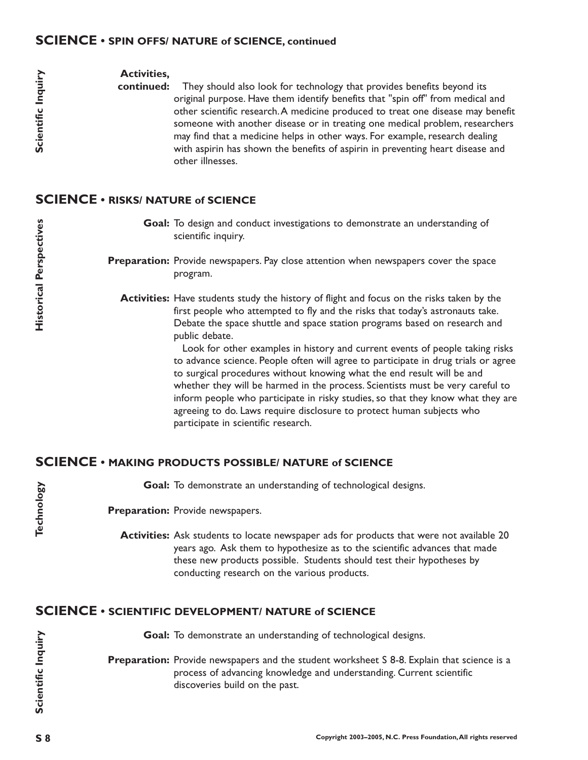## SCIENCE • SPIN OFFS/ NATURE of SCIENCE, continued

*Scientific Inquiry*

**Activities, continued:** They should also look for technology that provides benefits beyond its original purpose. Have them identify benefits that "spin off" from medical and other scientific research. A medicine produced to treat one disease may benefit someone with another disease or in treating one medical problem, researchers may find that a medicine helps in other ways. For example, research dealing with aspirin has shown the benefits of aspirin in preventing heart disease and other illnesses.

## SCIENCE • RISKS/ NATURE of SCIENCE

*Historical Perspectives*

**Goal:** To design and conduct investigations to demonstrate an understanding of scientific inquiry.

**Preparation:** Provide newspapers. Pay close attention when newspapers cover the space program.

**Activities:** Have students study the history of flight and focus on the risks taken by the first people who attempted to fly and the risks that today's astronauts take. Debate the space shuttle and space station programs based on research and public debate.

Look for other examples in history and current events of people taking risks to advance science. People often will agree to participate in drug trials or agree to surgical procedures without knowing what the end result will be and whether they will be harmed in the process. Scientists must be very careful to inform people who participate in risky studies, so that they know what they are agreeing to do. Laws require disclosure to protect human subjects who participate in scientific research.

## SCIENCE • MAKING PRODUCTS POSSIBLE/ NATURE of SCIENCE

*Technology*

**Goal:** To demonstrate an understanding of technological designs.

**Preparation:** Provide newspapers.

**Activities:** Ask students to locate newspaper ads for products that were not available 20 years ago. Ask them to hypothesize as to the scientific advances that made these new products possible. Students should test their hypotheses by conducting research on the various products.

## SCIENCE • SCIENTIFIC DEVELOPMENT/ NATURE of SCIENCE

*Scientific Inquiry*

**Goal:** To demonstrate an understanding of technological designs.

**Preparation:** Provide newspapers and the student worksheet S 8-8. Explain that science is a process of advancing knowledge and understanding. Current scientific discoveries build on the past.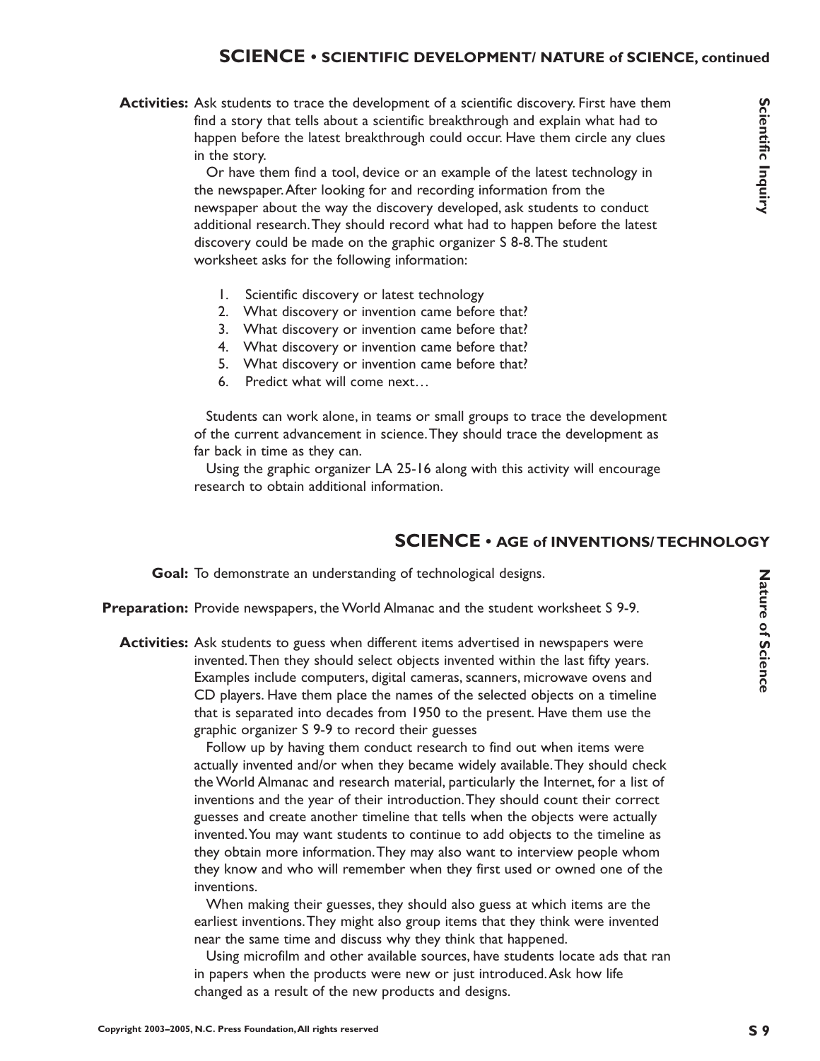## SCIENCE • SCIENTIFIC DEVELOPMENT/ NATURE of SCIENCE, continued

**Activities:** Ask students to trace the development of a scientific discovery. First have them find a story that tells about a scientific breakthrough and explain what had to happen before the latest breakthrough could occur. Have them circle any clues in the story.

Or have them find a tool, device or an example of the latest technology in the newspaper. After looking for and recording information from the newspaper about the way the discovery developed, ask students to conduct additional research. They should record what had to happen before the latest discovery could be made on the graphic organizer S 8-8. The student worksheet asks for the following information:

1. Scientific discovery or latest technology
2. What discovery or invention came before that?
3. What discovery or invention came before that?
4. What discovery or invention came before that?
5. What discovery or invention came before that?
6. Predict what will come next…

Students can work alone, in teams or small groups to trace the development of the current advancement in science. They should trace the development as far back in time as they can.

Using the graphic organizer LA 25-16 along with this activity will encourage research to obtain additional information.

## SCIENCE • AGE of INVENTIONS/ TECHNOLOGY

**Goal:** To demonstrate an understanding of technological designs.

**Preparation:** Provide newspapers, the World Almanac and the student worksheet S 9-9.

**Activities:** Ask students to guess when different items advertised in newspapers were invented. Then they should select objects invented within the last fifty years. Examples include computers, digital cameras, scanners, microwave ovens and CD players. Have them place the names of the selected objects on a timeline that is separated into decades from 1950 to the present. Have them use the graphic organizer S 9-9 to record their guesses

Follow up by having them conduct research to find out when items were actually invented and/or when they became widely available. They should check the World Almanac and research material, particularly the Internet, for a list of inventions and the year of their introduction. They should count their correct guesses and create another timeline that tells when the objects were actually invented. You may want students to continue to add objects to the timeline as they obtain more information. They may also want to interview people whom they know and who will remember when they first used or owned one of the inventions.

When making their guesses, they should also guess at which items are the earliest inventions. They might also group items that they think were invented near the same time and discuss why they think that happened.

Using microfilm and other available sources, have students locate ads that ran in papers when the products were new or just introduced. Ask how life changed as a result of the new products and designs.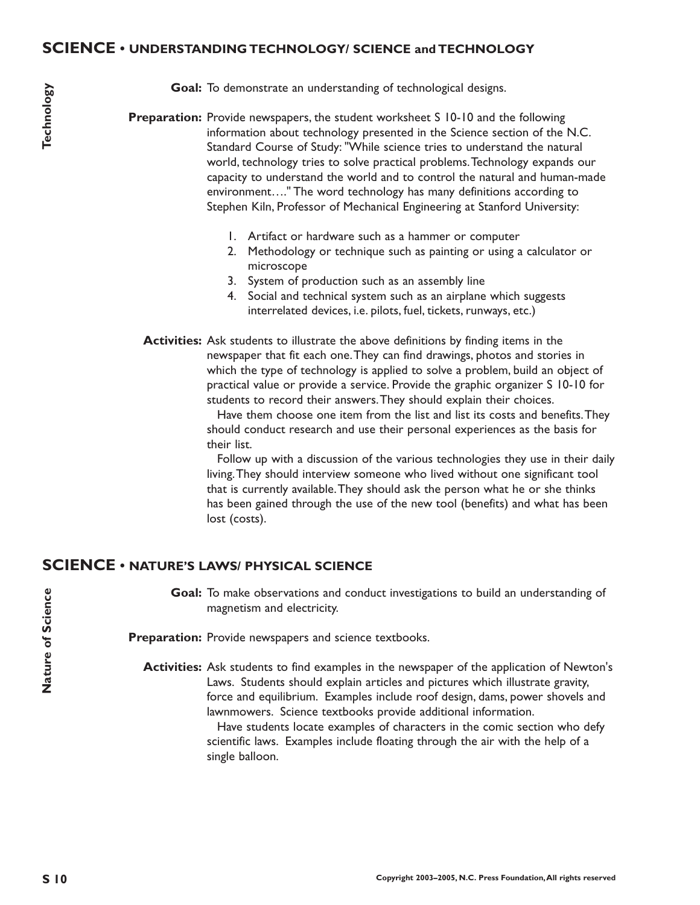## SCIENCE • UNDERSTANDING TECHNOLOGY/ SCIENCE and TECHNOLOGY

Technology

**Goal:** To demonstrate an understanding of technological designs.

**Preparation:** Provide newspapers, the student worksheet S 10-10 and the following information about technology presented in the Science section of the N.C. Standard Course of Study: "While science tries to understand the natural world, technology tries to solve practical problems. Technology expands our capacity to understand the world and to control the natural and human-made environment…." The word technology has many definitions according to Stephen Kiln, Professor of Mechanical Engineering at Stanford University:

1. Artifact or hardware such as a hammer or computer
2. Methodology or technique such as painting or using a calculator or microscope
3. System of production such as an assembly line
4. Social and technical system such as an airplane which suggests interrelated devices, i.e. pilots, fuel, tickets, runways, etc.)

**Activities:** Ask students to illustrate the above definitions by finding items in the newspaper that fit each one. They can find drawings, photos and stories in which the type of technology is applied to solve a problem, build an object of practical value or provide a service. Provide the graphic organizer S 10-10 for students to record their answers. They should explain their choices.

Have them choose one item from the list and list its costs and benefits. They should conduct research and use their personal experiences as the basis for their list.

Follow up with a discussion of the various technologies they use in their daily living. They should interview someone who lived without one significant tool that is currently available. They should ask the person what he or she thinks has been gained through the use of the new tool (benefits) and what has been lost (costs).

## SCIENCE • NATURE'S LAWS/ PHYSICAL SCIENCE

Nature of Science

**Goal:** To make observations and conduct investigations to build an understanding of magnetism and electricity.

**Preparation:** Provide newspapers and science textbooks.

**Activities:** Ask students to find examples in the newspaper of the application of Newton's Laws. Students should explain articles and pictures which illustrate gravity, force and equilibrium. Examples include roof design, dams, power shovels and lawnmowers. Science textbooks provide additional information.

Have students locate examples of characters in the comic section who defy scientific laws. Examples include floating through the air with the help of a single balloon.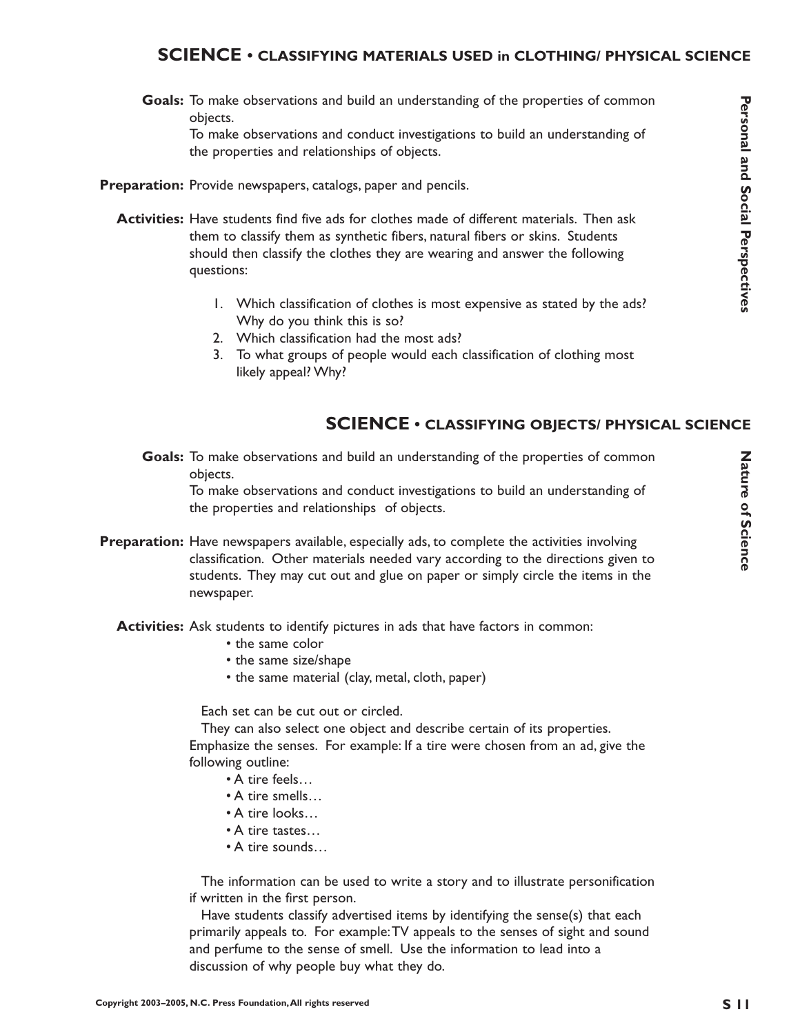## SCIENCE • CLASSIFYING MATERIALS USED in CLOTHING/ PHYSICAL SCIENCE

*Personal and Social Perspectives*

**Goals:** To make observations and build an understanding of the properties of common objects.
To make observations and conduct investigations to build an understanding of the properties and relationships of objects.

**Preparation:** Provide newspapers, catalogs, paper and pencils.

**Activities:** Have students find five ads for clothes made of different materials. Then ask them to classify them as synthetic fibers, natural fibers or skins. Students should then classify the clothes they are wearing and answer the following questions:

1. Which classification of clothes is most expensive as stated by the ads? Why do you think this is so?
2. Which classification had the most ads?
3. To what groups of people would each classification of clothing most likely appeal? Why?

## SCIENCE • CLASSIFYING OBJECTS/ PHYSICAL SCIENCE

*Nature of Science*

**Goals:** To make observations and build an understanding of the properties of common objects.
To make observations and conduct investigations to build an understanding of the properties and relationships of objects.

**Preparation:** Have newspapers available, especially ads, to complete the activities involving classification. Other materials needed vary according to the directions given to students. They may cut out and glue on paper or simply circle the items in the newspaper.

**Activities:** Ask students to identify pictures in ads that have factors in common:

- the same color
- the same size/shape
- the same material (clay, metal, cloth, paper)

Each set can be cut out or circled.

They can also select one object and describe certain of its properties. Emphasize the senses. For example: If a tire were chosen from an ad, give the following outline:

- A tire feels…
- A tire smells…
- A tire looks…
- A tire tastes…
- A tire sounds…

The information can be used to write a story and to illustrate personification if written in the first person.

Have students classify advertised items by identifying the sense(s) that each primarily appeals to. For example: TV appeals to the senses of sight and sound and perfume to the sense of smell. Use the information to lead into a discussion of why people buy what they do.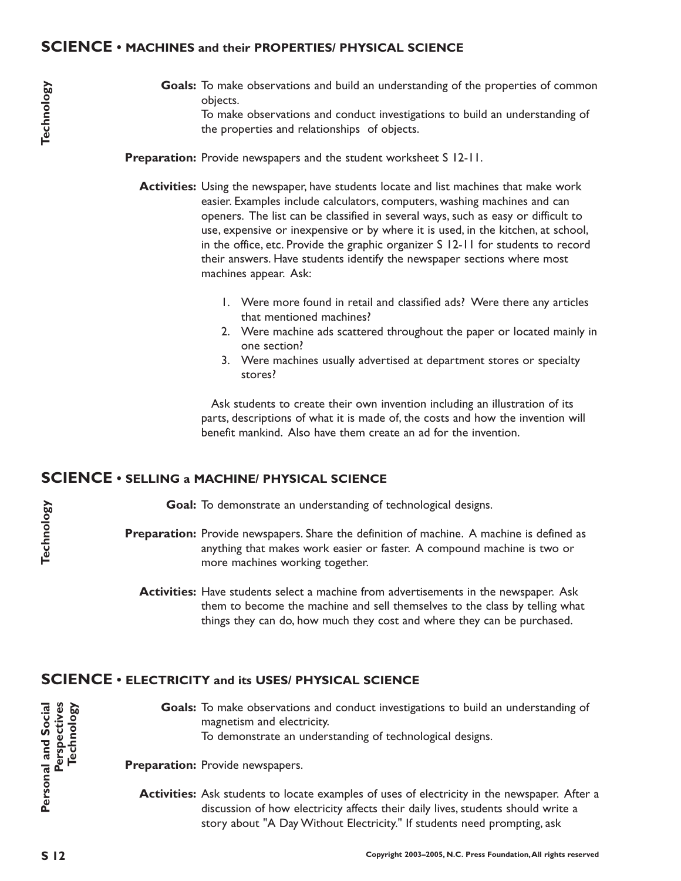## SCIENCE • MACHINES and their PROPERTIES/ PHYSICAL SCIENCE

Technology

**Goals:** To make observations and build an understanding of the properties of common objects.
To make observations and conduct investigations to build an understanding of the properties and relationships of objects.

**Preparation:** Provide newspapers and the student worksheet S 12-11.

**Activities:** Using the newspaper, have students locate and list machines that make work easier. Examples include calculators, computers, washing machines and can openers. The list can be classified in several ways, such as easy or difficult to use, expensive or inexpensive or by where it is used, in the kitchen, at school, in the office, etc. Provide the graphic organizer S 12-11 for students to record their answers. Have students identify the newspaper sections where most machines appear. Ask:

1. Were more found in retail and classified ads? Were there any articles that mentioned machines?
2. Were machine ads scattered throughout the paper or located mainly in one section?
3. Were machines usually advertised at department stores or specialty stores?

Ask students to create their own invention including an illustration of its parts, descriptions of what it is made of, the costs and how the invention will benefit mankind. Also have them create an ad for the invention.

## SCIENCE • SELLING a MACHINE/ PHYSICAL SCIENCE

Technology

**Goal:** To demonstrate an understanding of technological designs.

**Preparation:** Provide newspapers. Share the definition of machine. A machine is defined as anything that makes work easier or faster. A compound machine is two or more machines working together.

**Activities:** Have students select a machine from advertisements in the newspaper. Ask them to become the machine and sell themselves to the class by telling what things they can do, how much they cost and where they can be purchased.

## SCIENCE • ELECTRICITY and its USES/ PHYSICAL SCIENCE

Personal and Social Perspectives
Technology

**Goals:** To make observations and conduct investigations to build an understanding of magnetism and electricity.
To demonstrate an understanding of technological designs.

**Preparation:** Provide newspapers.

**Activities:** Ask students to locate examples of uses of electricity in the newspaper. After a discussion of how electricity affects their daily lives, students should write a story about "A Day Without Electricity." If students need prompting, ask

Copyright 2003–2005, N.C. Press Foundation, All rights reserved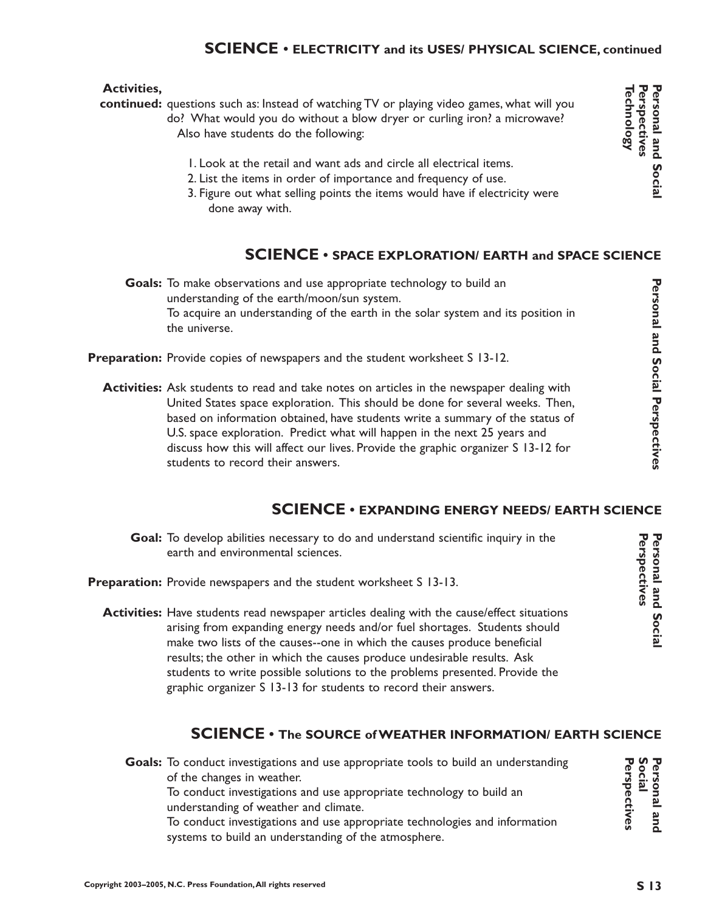## SCIENCE • ELECTRICITY and its USES/ PHYSICAL SCIENCE, continued

*Personal and Social Perspectives Technology*

**Activities, continued:** questions such as: Instead of watching TV or playing video games, what will you do? What would you do without a blow dryer or curling iron? a microwave?

Also have students do the following:

1. Look at the retail and want ads and circle all electrical items.
2. List the items in order of importance and frequency of use.
3. Figure out what selling points the items would have if electricity were done away with.

## SCIENCE • SPACE EXPLORATION/ EARTH and SPACE SCIENCE

*Personal and Social Perspectives*

**Goals:** To make observations and use appropriate technology to build an understanding of the earth/moon/sun system.
To acquire an understanding of the earth in the solar system and its position in the universe.

**Preparation:** Provide copies of newspapers and the student worksheet S 13-12.

**Activities:** Ask students to read and take notes on articles in the newspaper dealing with United States space exploration. This should be done for several weeks. Then, based on information obtained, have students write a summary of the status of U.S. space exploration. Predict what will happen in the next 25 years and discuss how this will affect our lives. Provide the graphic organizer S 13-12 for students to record their answers.

## SCIENCE • EXPANDING ENERGY NEEDS/ EARTH SCIENCE

*Personal and Social Perspectives*

**Goal:** To develop abilities necessary to do and understand scientific inquiry in the earth and environmental sciences.

**Preparation:** Provide newspapers and the student worksheet S 13-13.

**Activities:** Have students read newspaper articles dealing with the cause/effect situations arising from expanding energy needs and/or fuel shortages. Students should make two lists of the causes--one in which the causes produce beneficial results; the other in which the causes produce undesirable results. Ask students to write possible solutions to the problems presented. Provide the graphic organizer S 13-13 for students to record their answers.

## SCIENCE • The SOURCE of WEATHER INFORMATION/ EARTH SCIENCE

*Personal and Social Perspectives*

**Goals:** To conduct investigations and use appropriate tools to build an understanding of the changes in weather.
To conduct investigations and use appropriate technology to build an understanding of weather and climate.
To conduct investigations and use appropriate technologies and information systems to build an understanding of the atmosphere.

Copyright 2003–2005, N.C. Press Foundation, All rights reserved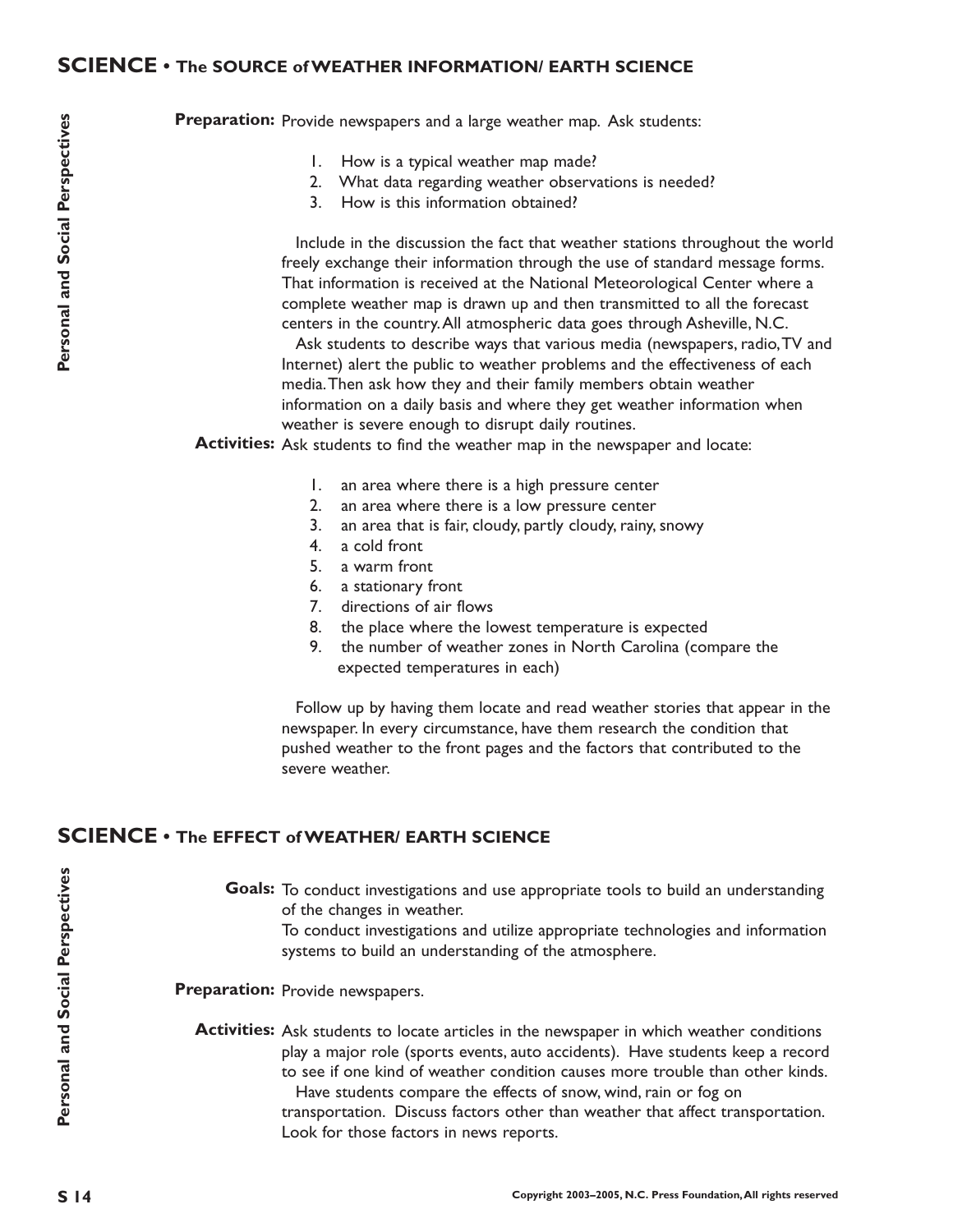## SCIENCE • The SOURCE of WEATHER INFORMATION/ EARTH SCIENCE

**Preparation:** Provide newspapers and a large weather map. Ask students:

1. How is a typical weather map made?
2. What data regarding weather observations is needed?
3. How is this information obtained?

Include in the discussion the fact that weather stations throughout the world freely exchange their information through the use of standard message forms. That information is received at the National Meteorological Center where a complete weather map is drawn up and then transmitted to all the forecast centers in the country. All atmospheric data goes through Asheville, N.C.

Ask students to describe ways that various media (newspapers, radio, TV and Internet) alert the public to weather problems and the effectiveness of each media. Then ask how they and their family members obtain weather information on a daily basis and where they get weather information when weather is severe enough to disrupt daily routines.

**Activities:** Ask students to find the weather map in the newspaper and locate:

1. an area where there is a high pressure center
2. an area where there is a low pressure center
3. an area that is fair, cloudy, partly cloudy, rainy, snowy
4. a cold front
5. a warm front
6. a stationary front
7. directions of air flows
8. the place where the lowest temperature is expected
9. the number of weather zones in North Carolina (compare the expected temperatures in each)

Follow up by having them locate and read weather stories that appear in the newspaper. In every circumstance, have them research the condition that pushed weather to the front pages and the factors that contributed to the severe weather.

## SCIENCE • The EFFECT of WEATHER/ EARTH SCIENCE

**Goals:** To conduct investigations and use appropriate tools to build an understanding of the changes in weather.
To conduct investigations and utilize appropriate technologies and information systems to build an understanding of the atmosphere.

**Preparation:** Provide newspapers.

**Activities:** Ask students to locate articles in the newspaper in which weather conditions play a major role (sports events, auto accidents). Have students keep a record to see if one kind of weather condition causes more trouble than other kinds.

Have students compare the effects of snow, wind, rain or fog on transportation. Discuss factors other than weather that affect transportation. Look for those factors in news reports.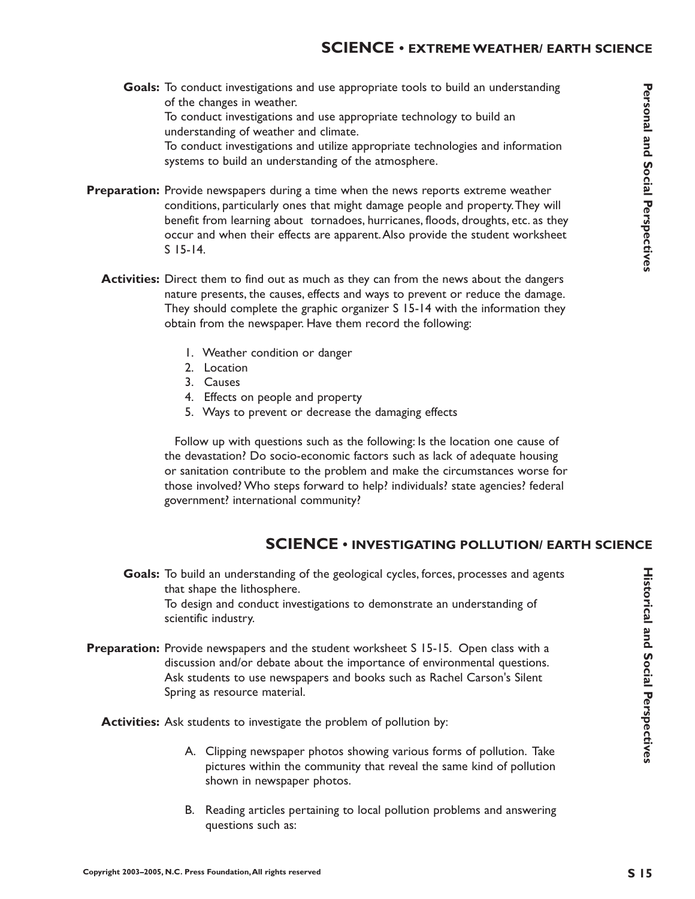## SCIENCE • EXTREME WEATHER/ EARTH SCIENCE

*Personal and Social Perspectives*

**Goals:** To conduct investigations and use appropriate tools to build an understanding of the changes in weather.
To conduct investigations and use appropriate technology to build an understanding of weather and climate.
To conduct investigations and utilize appropriate technologies and information systems to build an understanding of the atmosphere.

**Preparation:** Provide newspapers during a time when the news reports extreme weather conditions, particularly ones that might damage people and property. They will benefit from learning about tornadoes, hurricanes, floods, droughts, etc. as they occur and when their effects are apparent. Also provide the student worksheet S 15-14.

**Activities:** Direct them to find out as much as they can from the news about the dangers nature presents, the causes, effects and ways to prevent or reduce the damage. They should complete the graphic organizer S 15-14 with the information they obtain from the newspaper. Have them record the following:

1. Weather condition or danger
2. Location
3. Causes
4. Effects on people and property
5. Ways to prevent or decrease the damaging effects

Follow up with questions such as the following: Is the location one cause of the devastation? Do socio-economic factors such as lack of adequate housing or sanitation contribute to the problem and make the circumstances worse for those involved? Who steps forward to help? individuals? state agencies? federal government? international community?

## SCIENCE • INVESTIGATING POLLUTION/ EARTH SCIENCE

*Historical and Social Perspectives*

**Goals:** To build an understanding of the geological cycles, forces, processes and agents that shape the lithosphere.
To design and conduct investigations to demonstrate an understanding of scientific industry.

**Preparation:** Provide newspapers and the student worksheet S 15-15. Open class with a discussion and/or debate about the importance of environmental questions. Ask students to use newspapers and books such as Rachel Carson's Silent Spring as resource material.

**Activities:** Ask students to investigate the problem of pollution by:

A. Clipping newspaper photos showing various forms of pollution. Take pictures within the community that reveal the same kind of pollution shown in newspaper photos.

B. Reading articles pertaining to local pollution problems and answering questions such as: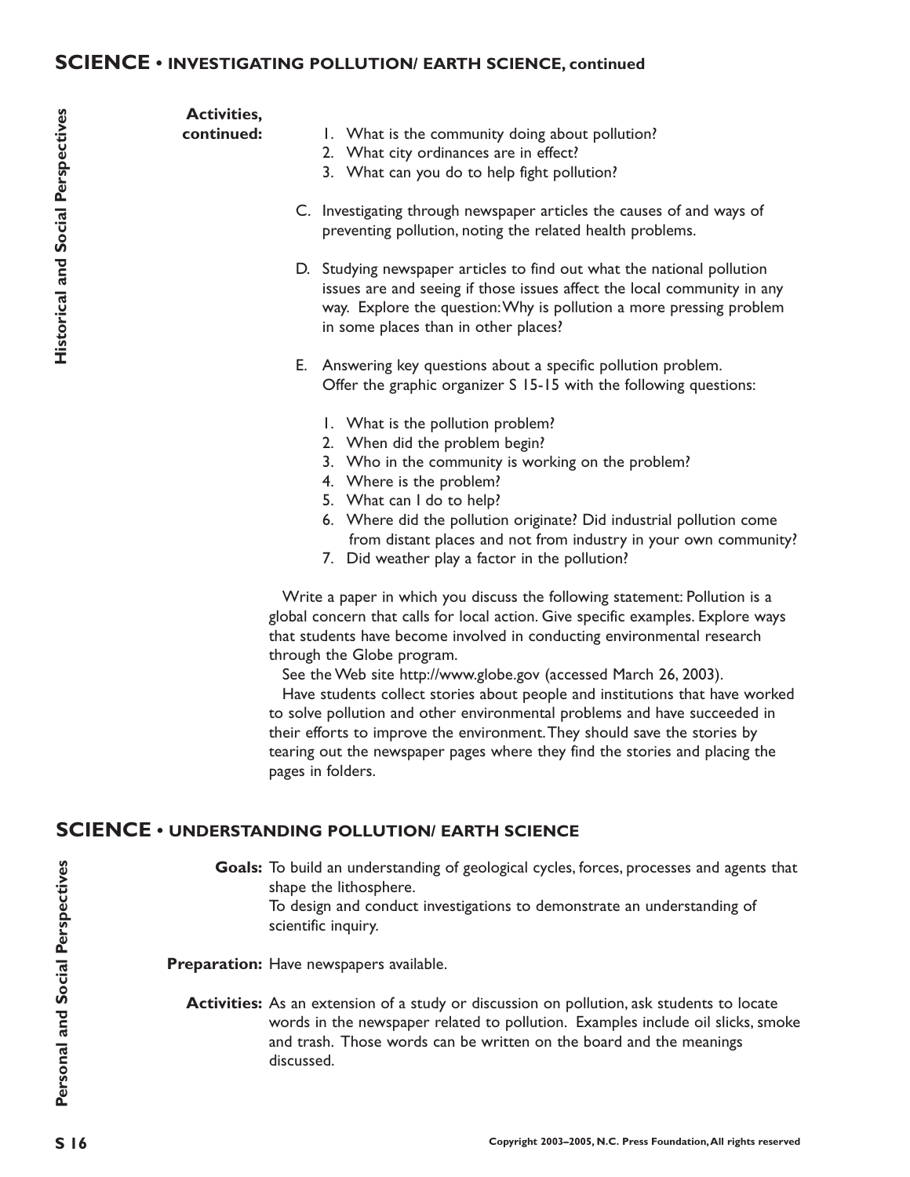## SCIENCE • INVESTIGATING POLLUTION/ EARTH SCIENCE, continued

*Historical and Social Perspectives*

**Activities, continued:**

1. What is the community doing about pollution?
2. What city ordinances are in effect?
3. What can you do to help fight pollution?

C. Investigating through newspaper articles the causes of and ways of preventing pollution, noting the related health problems.

D. Studying newspaper articles to find out what the national pollution issues are and seeing if those issues affect the local community in any way. Explore the question: Why is pollution a more pressing problem in some places than in other places?

E. Answering key questions about a specific pollution problem. Offer the graphic organizer S 15-15 with the following questions:

1. What is the pollution problem?
2. When did the problem begin?
3. Who in the community is working on the problem?
4. Where is the problem?
5. What can I do to help?
6. Where did the pollution originate? Did industrial pollution come from distant places and not from industry in your own community?
7. Did weather play a factor in the pollution?

Write a paper in which you discuss the following statement: Pollution is a global concern that calls for local action. Give specific examples. Explore ways that students have become involved in conducting environmental research through the Globe program.

See the Web site http://www.globe.gov (accessed March 26, 2003).

Have students collect stories about people and institutions that have worked to solve pollution and other environmental problems and have succeeded in their efforts to improve the environment. They should save the stories by tearing out the newspaper pages where they find the stories and placing the pages in folders.

## SCIENCE • UNDERSTANDING POLLUTION/ EARTH SCIENCE

*Personal and Social Perspectives*

**Goals:** To build an understanding of geological cycles, forces, processes and agents that shape the lithosphere.

To design and conduct investigations to demonstrate an understanding of scientific inquiry.

**Preparation:** Have newspapers available.

**Activities:** As an extension of a study or discussion on pollution, ask students to locate words in the newspaper related to pollution. Examples include oil slicks, smoke and trash. Those words can be written on the board and the meanings discussed.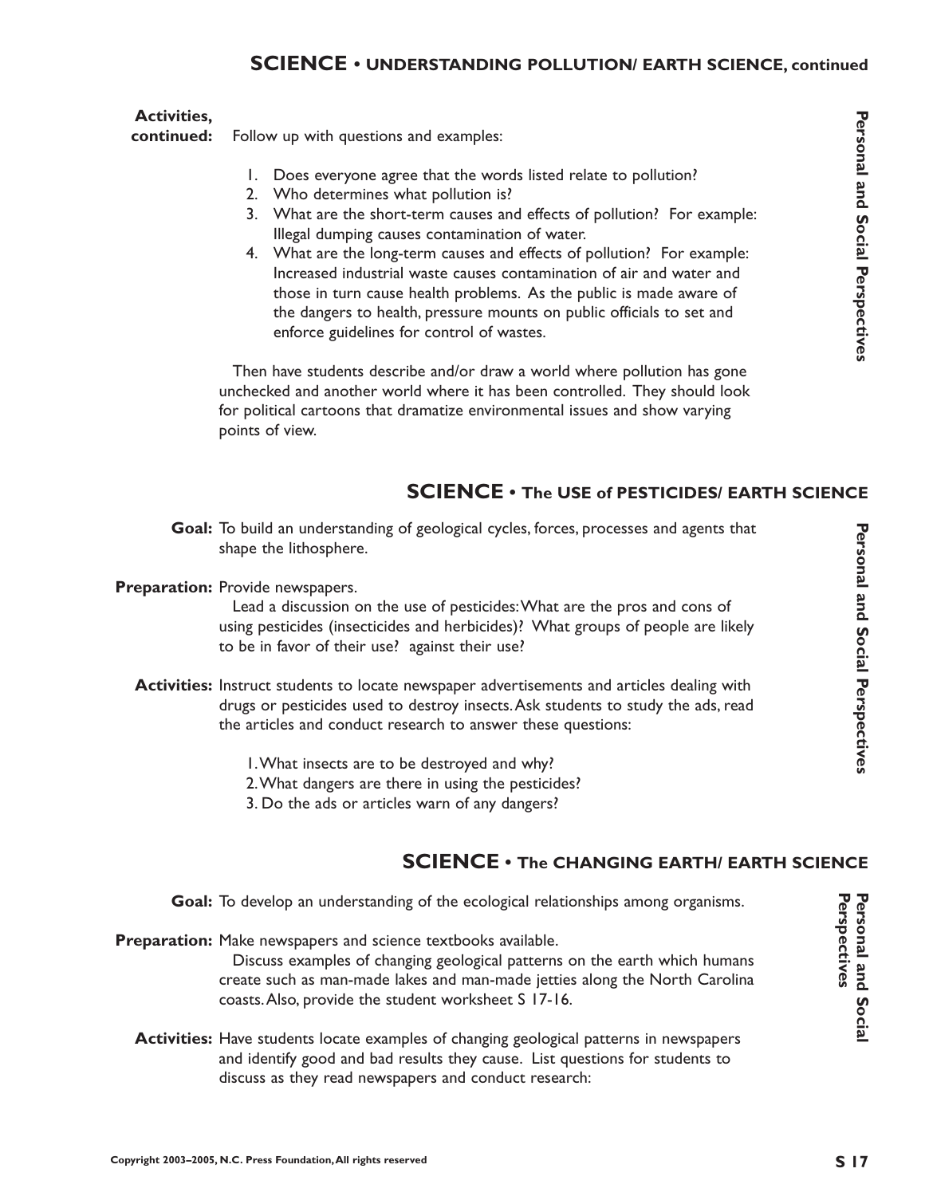## SCIENCE • UNDERSTANDING POLLUTION/ EARTH SCIENCE, continued

**Activities, continued:** Follow up with questions and examples:

1. Does everyone agree that the words listed relate to pollution?
2. Who determines what pollution is?
3. What are the short-term causes and effects of pollution? For example: Illegal dumping causes contamination of water.
4. What are the long-term causes and effects of pollution? For example: Increased industrial waste causes contamination of air and water and those in turn cause health problems. As the public is made aware of the dangers to health, pressure mounts on public officials to set and enforce guidelines for control of wastes.

Then have students describe and/or draw a world where pollution has gone unchecked and another world where it has been controlled. They should look for political cartoons that dramatize environmental issues and show varying points of view.

*Personal and Social Perspectives*

## SCIENCE • The USE of PESTICIDES/ EARTH SCIENCE

**Goal:** To build an understanding of geological cycles, forces, processes and agents that shape the lithosphere.

**Preparation:** Provide newspapers.

Lead a discussion on the use of pesticides: What are the pros and cons of using pesticides (insecticides and herbicides)? What groups of people are likely to be in favor of their use? against their use?

**Activities:** Instruct students to locate newspaper advertisements and articles dealing with drugs or pesticides used to destroy insects. Ask students to study the ads, read the articles and conduct research to answer these questions:

1. What insects are to be destroyed and why?
2. What dangers are there in using the pesticides?
3. Do the ads or articles warn of any dangers?

*Personal and Social Perspectives*

## SCIENCE • The CHANGING EARTH/ EARTH SCIENCE

**Goal:** To develop an understanding of the ecological relationships among organisms.

**Preparation:** Make newspapers and science textbooks available.

Discuss examples of changing geological patterns on the earth which humans create such as man-made lakes and man-made jetties along the North Carolina coasts. Also, provide the student worksheet S 17-16.

**Activities:** Have students locate examples of changing geological patterns in newspapers and identify good and bad results they cause. List questions for students to discuss as they read newspapers and conduct research:

*Personal and Social Perspectives*

Copyright 2003–2005, N.C. Press Foundation, All rights reserved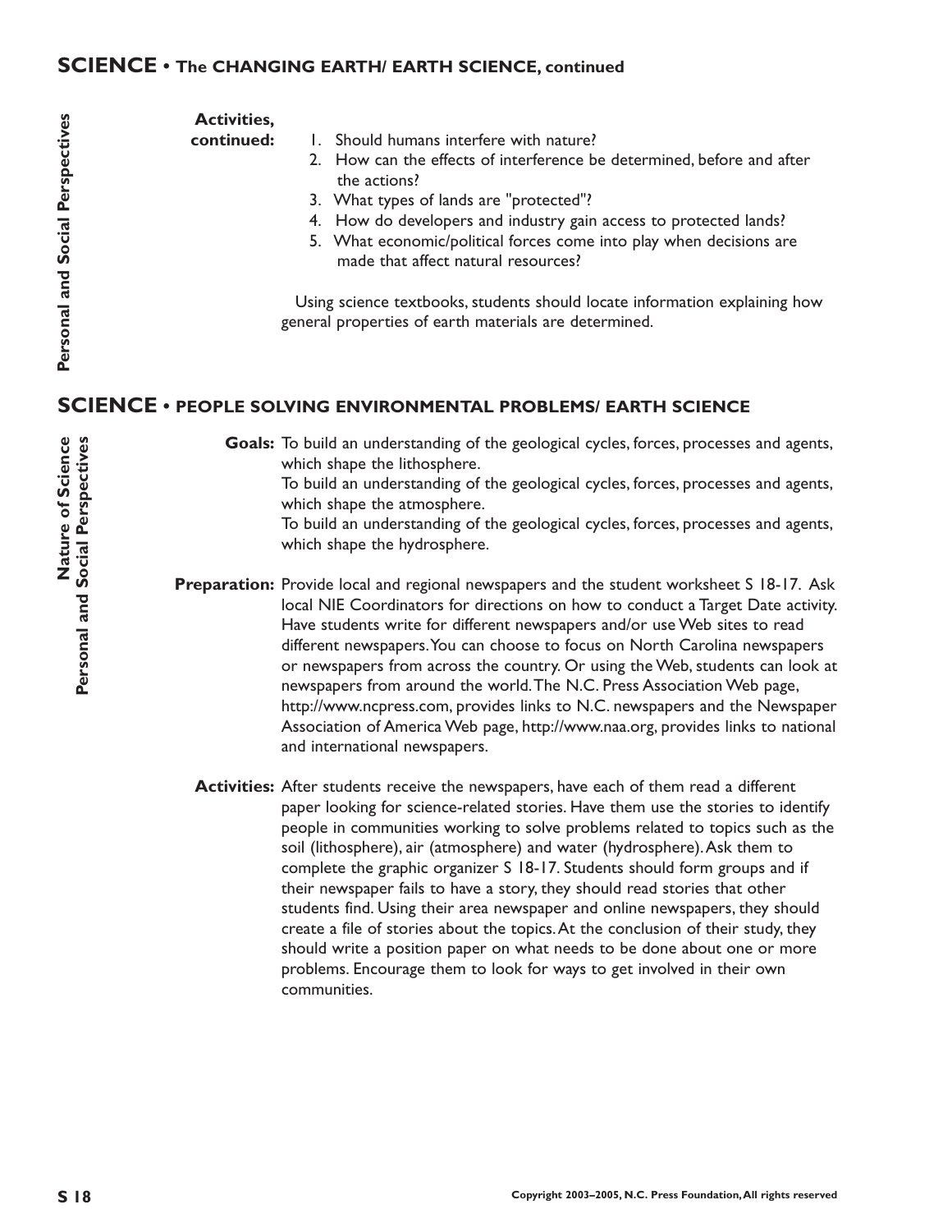## SCIENCE • The CHANGING EARTH/ EARTH SCIENCE, continued

Personal and Social Perspectives

**Activities, continued:**

1. Should humans interfere with nature?
2. How can the effects of interference be determined, before and after the actions?
3. What types of lands are "protected"?
4. How do developers and industry gain access to protected lands?
5. What economic/political forces come into play when decisions are made that affect natural resources?

Using science textbooks, students should locate information explaining how general properties of earth materials are determined.

## SCIENCE • PEOPLE SOLVING ENVIRONMENTAL PROBLEMS/ EARTH SCIENCE

Nature of Science
Personal and Social Perspectives

**Goals:** To build an understanding of the geological cycles, forces, processes and agents, which shape the lithosphere.
To build an understanding of the geological cycles, forces, processes and agents, which shape the atmosphere.
To build an understanding of the geological cycles, forces, processes and agents, which shape the hydrosphere.

**Preparation:** Provide local and regional newspapers and the student worksheet S 18-17. Ask local NIE Coordinators for directions on how to conduct a Target Date activity. Have students write for different newspapers and/or use Web sites to read different newspapers. You can choose to focus on North Carolina newspapers or newspapers from across the country. Or using the Web, students can look at newspapers from around the world. The N.C. Press Association Web page, http://www.ncpress.com, provides links to N.C. newspapers and the Newspaper Association of America Web page, http://www.naa.org, provides links to national and international newspapers.

**Activities:** After students receive the newspapers, have each of them read a different paper looking for science-related stories. Have them use the stories to identify people in communities working to solve problems related to topics such as the soil (lithosphere), air (atmosphere) and water (hydrosphere). Ask them to complete the graphic organizer S 18-17. Students should form groups and if their newspaper fails to have a story, they should read stories that other students find. Using their area newspaper and online newspapers, they should create a file of stories about the topics. At the conclusion of their study, they should write a position paper on what needs to be done about one or more problems. Encourage them to look for ways to get involved in their own communities.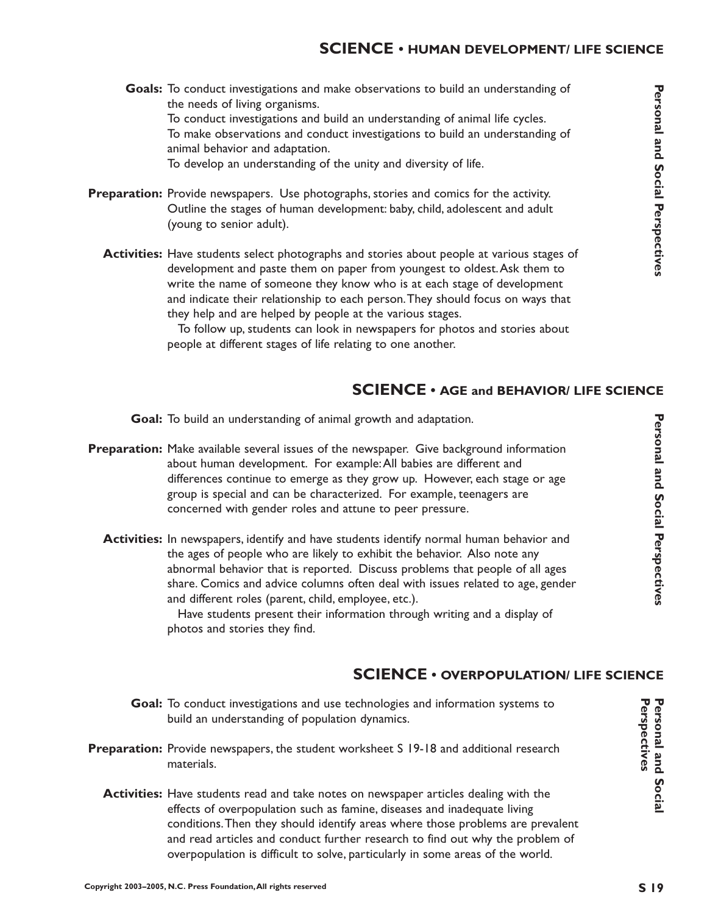## SCIENCE • HUMAN DEVELOPMENT/ LIFE SCIENCE

**Goals:** To conduct investigations and make observations to build an understanding of the needs of living organisms.
To conduct investigations and build an understanding of animal life cycles.
To make observations and conduct investigations to build an understanding of animal behavior and adaptation.
To develop an understanding of the unity and diversity of life.

**Preparation:** Provide newspapers. Use photographs, stories and comics for the activity. Outline the stages of human development: baby, child, adolescent and adult (young to senior adult).

**Activities:** Have students select photographs and stories about people at various stages of development and paste them on paper from youngest to oldest. Ask them to write the name of someone they know who is at each stage of development and indicate their relationship to each person. They should focus on ways that they help and are helped by people at the various stages.

To follow up, students can look in newspapers for photos and stories about people at different stages of life relating to one another.

*Personal and Social Perspectives*

## SCIENCE • AGE and BEHAVIOR/ LIFE SCIENCE

**Goal:** To build an understanding of animal growth and adaptation.

**Preparation:** Make available several issues of the newspaper. Give background information about human development. For example: All babies are different and differences continue to emerge as they grow up. However, each stage or age group is special and can be characterized. For example, teenagers are concerned with gender roles and attune to peer pressure.

**Activities:** In newspapers, identify and have students identify normal human behavior and the ages of people who are likely to exhibit the behavior. Also note any abnormal behavior that is reported. Discuss problems that people of all ages share. Comics and advice columns often deal with issues related to age, gender and different roles (parent, child, employee, etc.).

Have students present their information through writing and a display of photos and stories they find.

*Personal and Social Perspectives*

## SCIENCE • OVERPOPULATION/ LIFE SCIENCE

**Goal:** To conduct investigations and use technologies and information systems to build an understanding of population dynamics.

**Preparation:** Provide newspapers, the student worksheet S 19-18 and additional research materials.

**Activities:** Have students read and take notes on newspaper articles dealing with the effects of overpopulation such as famine, diseases and inadequate living conditions. Then they should identify areas where those problems are prevalent and read articles and conduct further research to find out why the problem of overpopulation is difficult to solve, particularly in some areas of the world.

*Personal and Social Perspectives*

Copyright 2003–2005, N.C. Press Foundation, All rights reserved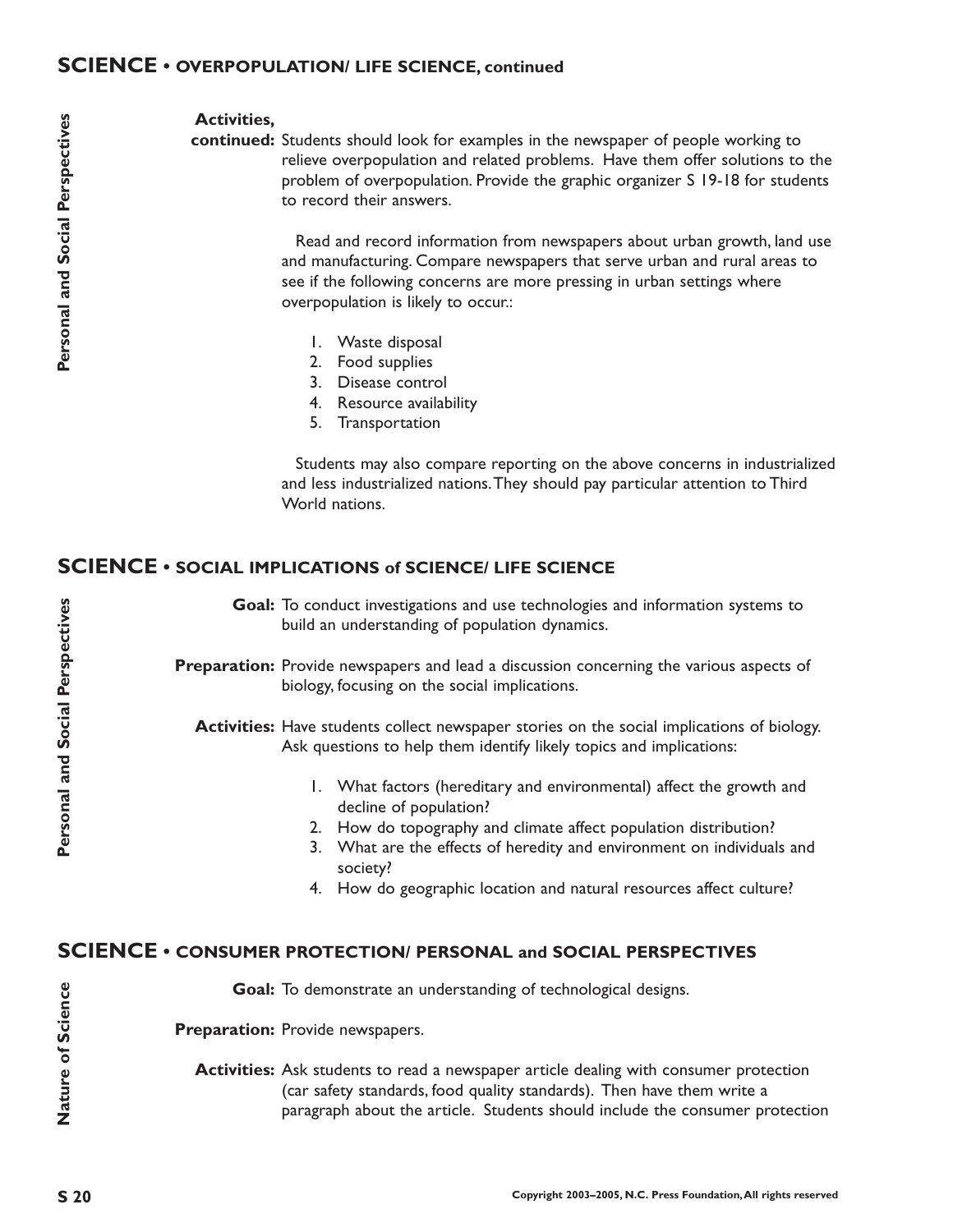## SCIENCE • OVERPOPULATION/ LIFE SCIENCE, continued

Personal and Social Perspectives

**Activities, continued:** Students should look for examples in the newspaper of people working to relieve overpopulation and related problems. Have them offer solutions to the problem of overpopulation. Provide the graphic organizer S 19-18 for students to record their answers.

Read and record information from newspapers about urban growth, land use and manufacturing. Compare newspapers that serve urban and rural areas to see if the following concerns are more pressing in urban settings where overpopulation is likely to occur.:

1. Waste disposal
2. Food supplies
3. Disease control
4. Resource availability
5. Transportation

Students may also compare reporting on the above concerns in industrialized and less industrialized nations. They should pay particular attention to Third World nations.

## SCIENCE • SOCIAL IMPLICATIONS of SCIENCE/ LIFE SCIENCE

Personal and Social Perspectives

**Goal:** To conduct investigations and use technologies and information systems to build an understanding of population dynamics.

**Preparation:** Provide newspapers and lead a discussion concerning the various aspects of biology, focusing on the social implications.

**Activities:** Have students collect newspaper stories on the social implications of biology. Ask questions to help them identify likely topics and implications:

1. What factors (hereditary and environmental) affect the growth and decline of population?
2. How do topography and climate affect population distribution?
3. What are the effects of heredity and environment on individuals and society?
4. How do geographic location and natural resources affect culture?

## SCIENCE • CONSUMER PROTECTION/ PERSONAL and SOCIAL PERSPECTIVES

Nature of Science

**Goal:** To demonstrate an understanding of technological designs.

**Preparation:** Provide newspapers.

**Activities:** Ask students to read a newspaper article dealing with consumer protection (car safety standards, food quality standards). Then have them write a paragraph about the article. Students should include the consumer protection

Copyright 2003–2005, N.C. Press Foundation, All rights reserved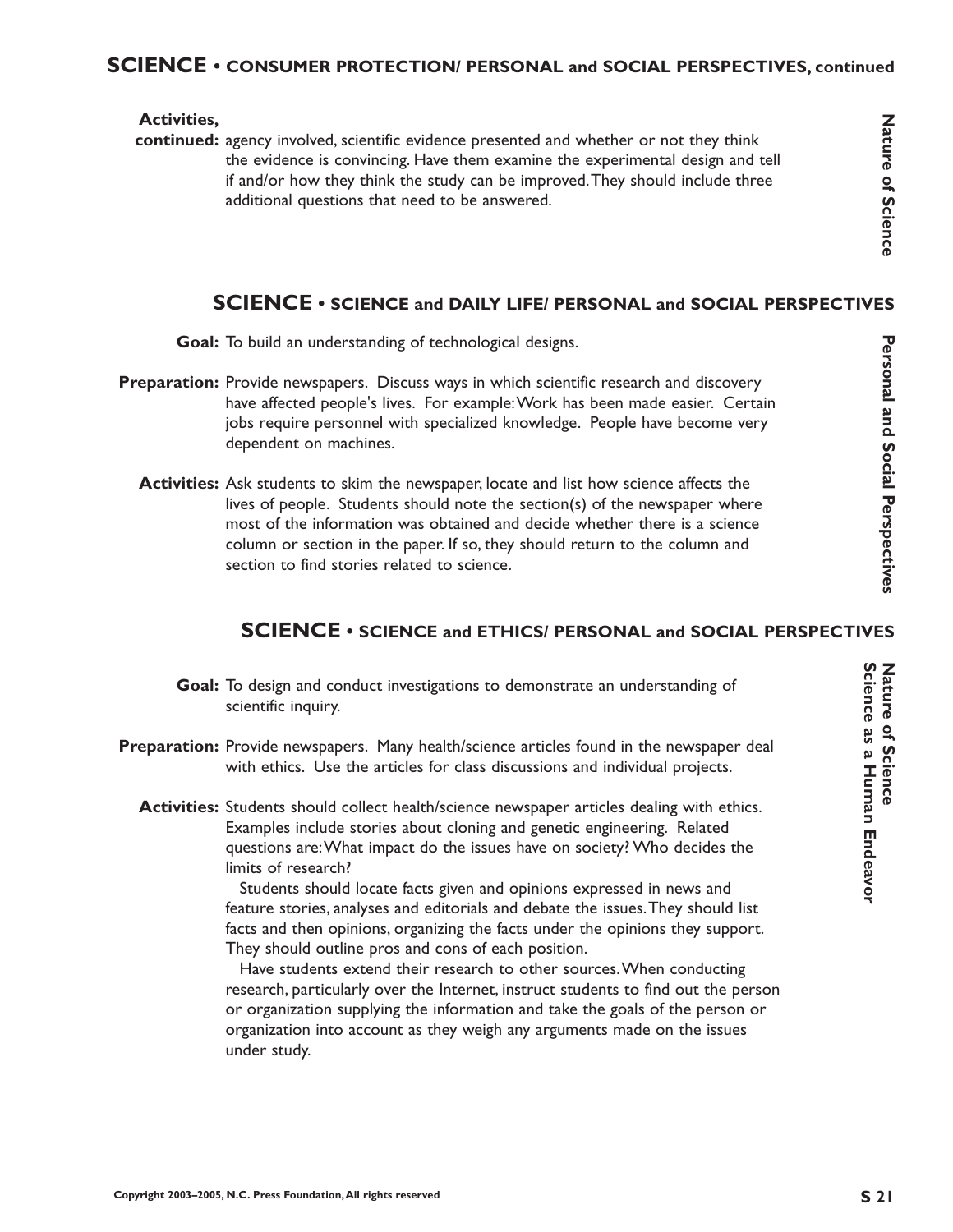## SCIENCE • CONSUMER PROTECTION/ PERSONAL and SOCIAL PERSPECTIVES, continued

**Activities, continued:** agency involved, scientific evidence presented and whether or not they think the evidence is convincing. Have them examine the experimental design and tell if and/or how they think the study can be improved. They should include three additional questions that need to be answered.

Nature of Science

## SCIENCE • SCIENCE and DAILY LIFE/ PERSONAL and SOCIAL PERSPECTIVES

**Goal:** To build an understanding of technological designs.

**Preparation:** Provide newspapers. Discuss ways in which scientific research and discovery have affected people's lives. For example: Work has been made easier. Certain jobs require personnel with specialized knowledge. People have become very dependent on machines.

**Activities:** Ask students to skim the newspaper, locate and list how science affects the lives of people. Students should note the section(s) of the newspaper where most of the information was obtained and decide whether there is a science column or section in the paper. If so, they should return to the column and section to find stories related to science.

Personal and Social Perspectives

## SCIENCE • SCIENCE and ETHICS/ PERSONAL and SOCIAL PERSPECTIVES

**Goal:** To design and conduct investigations to demonstrate an understanding of scientific inquiry.

**Preparation:** Provide newspapers. Many health/science articles found in the newspaper deal with ethics. Use the articles for class discussions and individual projects.

**Activities:** Students should collect health/science newspaper articles dealing with ethics. Examples include stories about cloning and genetic engineering. Related questions are: What impact do the issues have on society? Who decides the limits of research?

Students should locate facts given and opinions expressed in news and feature stories, analyses and editorials and debate the issues. They should list facts and then opinions, organizing the facts under the opinions they support. They should outline pros and cons of each position.

Have students extend their research to other sources. When conducting research, particularly over the Internet, instruct students to find out the person or organization supplying the information and take the goals of the person or organization into account as they weigh any arguments made on the issues under study.

Nature of Science
Science as a Human Endeavor

Copyright 2003–2005, N.C. Press Foundation, All rights reserved